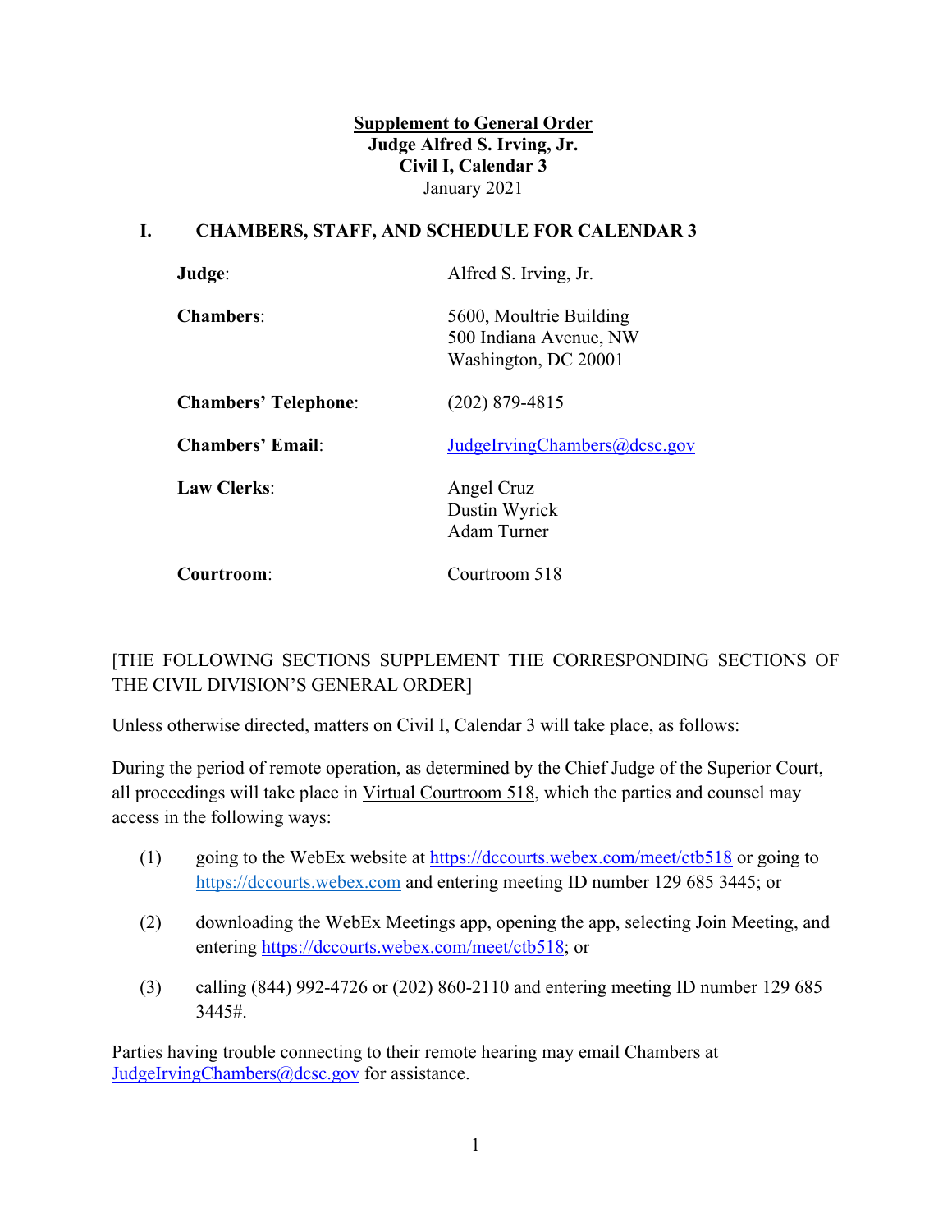**Supplement to General Order**
**Judge Alfred S. Irving, Jr.**
**Civil I, Calendar 3**
January 2021

## I. CHAMBERS, STAFF, AND SCHEDULE FOR CALENDAR 3

| | |
|---|---|
| **Judge**: | Alfred S. Irving, Jr. |
| **Chambers**: | 5600, Moultrie Building<br>500 Indiana Avenue, NW<br>Washington, DC 20001 |
| **Chambers' Telephone**: | (202) 879-4815 |
| **Chambers' Email**: | JudgeIrvingChambers@dcsc.gov |
| **Law Clerks**: | Angel Cruz<br>Dustin Wyrick<br>Adam Turner |
| **Courtroom**: | Courtroom 518 |

[THE FOLLOWING SECTIONS SUPPLEMENT THE CORRESPONDING SECTIONS OF THE CIVIL DIVISION'S GENERAL ORDER]

Unless otherwise directed, matters on Civil I, Calendar 3 will take place, as follows:

During the period of remote operation, as determined by the Chief Judge of the Superior Court, all proceedings will take place in Virtual Courtroom 518, which the parties and counsel may access in the following ways:

(1) going to the WebEx website at https://dccourts.webex.com/meet/ctb518 or going to https://dccourts.webex.com and entering meeting ID number 129 685 3445; or

(2) downloading the WebEx Meetings app, opening the app, selecting Join Meeting, and entering https://dccourts.webex.com/meet/ctb518; or

(3) calling (844) 992-4726 or (202) 860-2110 and entering meeting ID number 129 685 3445#.

Parties having trouble connecting to their remote hearing may email Chambers at JudgeIrvingChambers@dcsc.gov for assistance.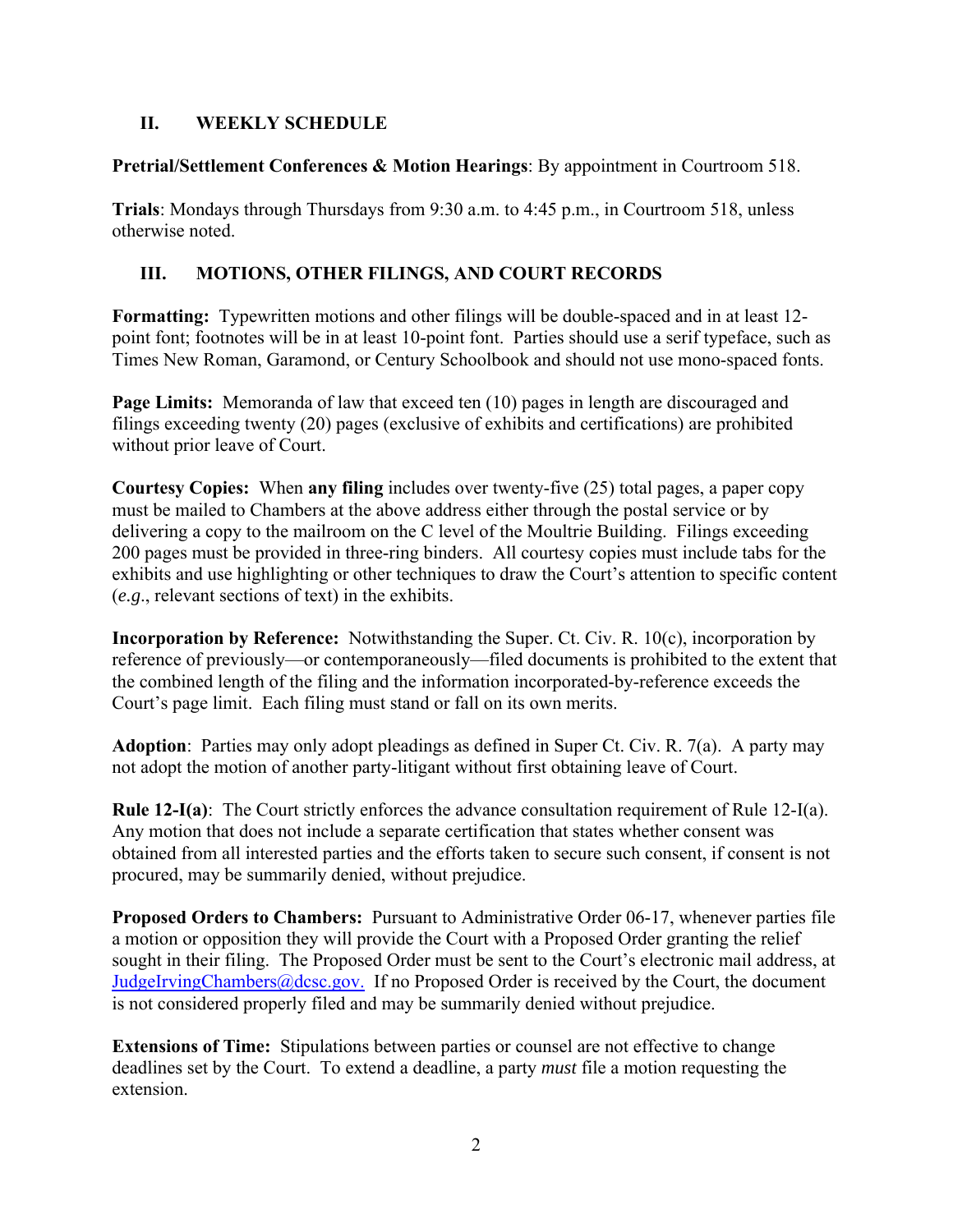## II. WEEKLY SCHEDULE

**Pretrial/Settlement Conferences & Motion Hearings**: By appointment in Courtroom 518.

**Trials**: Mondays through Thursdays from 9:30 a.m. to 4:45 p.m., in Courtroom 518, unless otherwise noted.

## III. MOTIONS, OTHER FILINGS, AND COURT RECORDS

**Formatting:** Typewritten motions and other filings will be double-spaced and in at least 12-point font; footnotes will be in at least 10-point font. Parties should use a serif typeface, such as Times New Roman, Garamond, or Century Schoolbook and should not use mono-spaced fonts.

**Page Limits:** Memoranda of law that exceed ten (10) pages in length are discouraged and filings exceeding twenty (20) pages (exclusive of exhibits and certifications) are prohibited without prior leave of Court.

**Courtesy Copies:** When **any filing** includes over twenty-five (25) total pages, a paper copy must be mailed to Chambers at the above address either through the postal service or by delivering a copy to the mailroom on the C level of the Moultrie Building. Filings exceeding 200 pages must be provided in three-ring binders. All courtesy copies must include tabs for the exhibits and use highlighting or other techniques to draw the Court's attention to specific content (*e.g.*, relevant sections of text) in the exhibits.

**Incorporation by Reference:** Notwithstanding the Super. Ct. Civ. R. 10(c), incorporation by reference of previously—or contemporaneously—filed documents is prohibited to the extent that the combined length of the filing and the information incorporated-by-reference exceeds the Court's page limit. Each filing must stand or fall on its own merits.

**Adoption**: Parties may only adopt pleadings as defined in Super Ct. Civ. R. 7(a). A party may not adopt the motion of another party-litigant without first obtaining leave of Court.

**Rule 12-I(a)**: The Court strictly enforces the advance consultation requirement of Rule 12-I(a). Any motion that does not include a separate certification that states whether consent was obtained from all interested parties and the efforts taken to secure such consent, if consent is not procured, may be summarily denied, without prejudice.

**Proposed Orders to Chambers:** Pursuant to Administrative Order 06-17, whenever parties file a motion or opposition they will provide the Court with a Proposed Order granting the relief sought in their filing. The Proposed Order must be sent to the Court's electronic mail address, at JudgeIrvingChambers@dcsc.gov. If no Proposed Order is received by the Court, the document is not considered properly filed and may be summarily denied without prejudice.

**Extensions of Time:** Stipulations between parties or counsel are not effective to change deadlines set by the Court. To extend a deadline, a party *must* file a motion requesting the extension.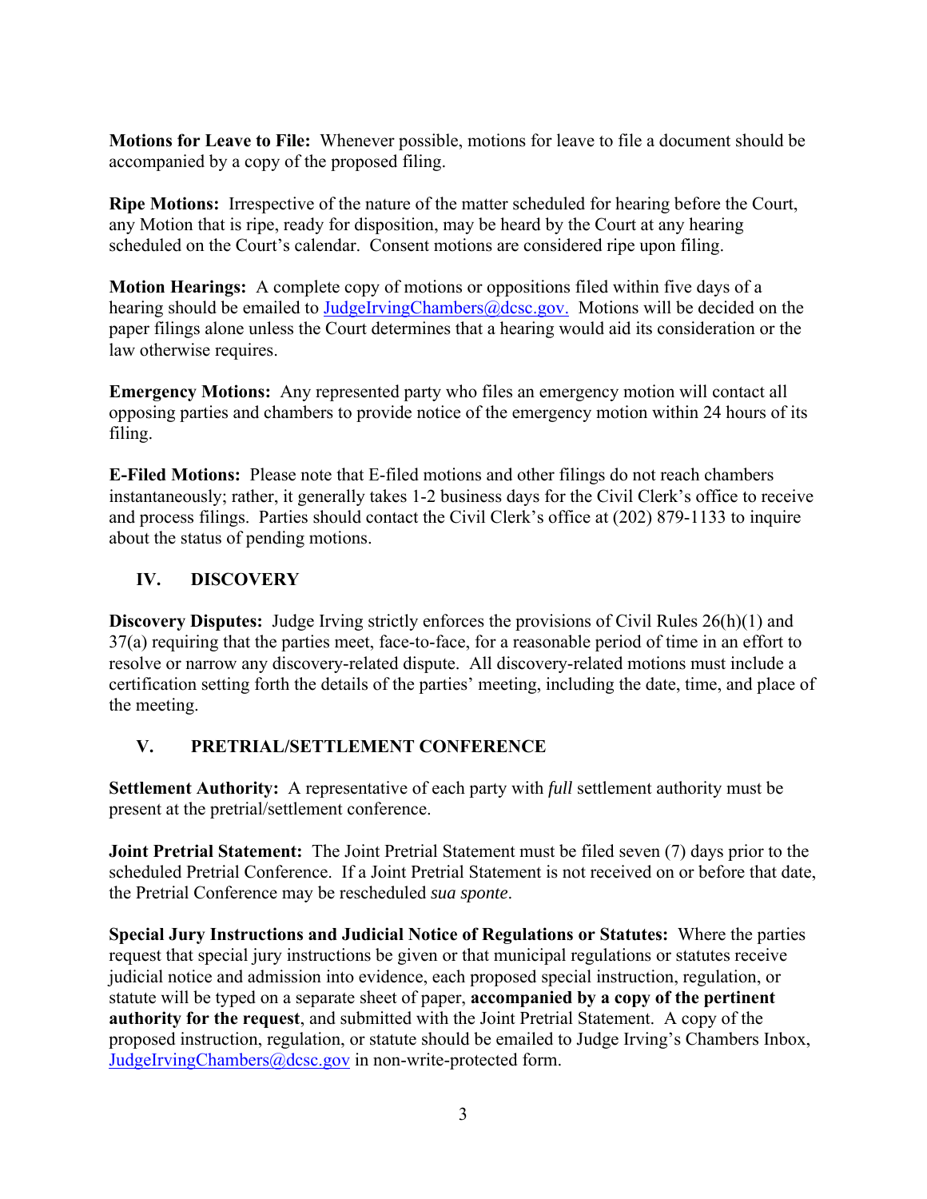**Motions for Leave to File:** Whenever possible, motions for leave to file a document should be accompanied by a copy of the proposed filing.

**Ripe Motions:** Irrespective of the nature of the matter scheduled for hearing before the Court, any Motion that is ripe, ready for disposition, may be heard by the Court at any hearing scheduled on the Court's calendar. Consent motions are considered ripe upon filing.

**Motion Hearings:** A complete copy of motions or oppositions filed within five days of a hearing should be emailed to JudgeIrvingChambers@dcsc.gov. Motions will be decided on the paper filings alone unless the Court determines that a hearing would aid its consideration or the law otherwise requires.

**Emergency Motions:** Any represented party who files an emergency motion will contact all opposing parties and chambers to provide notice of the emergency motion within 24 hours of its filing.

**E-Filed Motions:** Please note that E-filed motions and other filings do not reach chambers instantaneously; rather, it generally takes 1-2 business days for the Civil Clerk's office to receive and process filings. Parties should contact the Civil Clerk's office at (202) 879-1133 to inquire about the status of pending motions.

## IV. DISCOVERY

**Discovery Disputes:** Judge Irving strictly enforces the provisions of Civil Rules 26(h)(1) and 37(a) requiring that the parties meet, face-to-face, for a reasonable period of time in an effort to resolve or narrow any discovery-related dispute. All discovery-related motions must include a certification setting forth the details of the parties' meeting, including the date, time, and place of the meeting.

## V. PRETRIAL/SETTLEMENT CONFERENCE

**Settlement Authority:** A representative of each party with *full* settlement authority must be present at the pretrial/settlement conference.

**Joint Pretrial Statement:** The Joint Pretrial Statement must be filed seven (7) days prior to the scheduled Pretrial Conference. If a Joint Pretrial Statement is not received on or before that date, the Pretrial Conference may be rescheduled *sua sponte*.

**Special Jury Instructions and Judicial Notice of Regulations or Statutes:** Where the parties request that special jury instructions be given or that municipal regulations or statutes receive judicial notice and admission into evidence, each proposed special instruction, regulation, or statute will be typed on a separate sheet of paper, **accompanied by a copy of the pertinent authority for the request**, and submitted with the Joint Pretrial Statement. A copy of the proposed instruction, regulation, or statute should be emailed to Judge Irving's Chambers Inbox, JudgeIrvingChambers@dcsc.gov in non-write-protected form.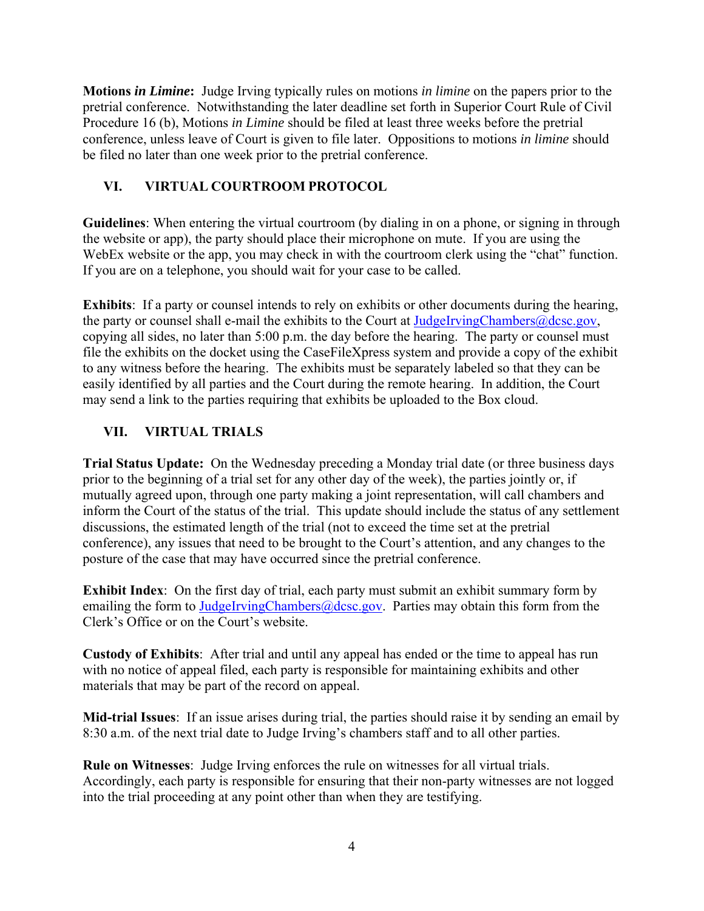**Motions *in Limine*:** Judge Irving typically rules on motions *in limine* on the papers prior to the pretrial conference. Notwithstanding the later deadline set forth in Superior Court Rule of Civil Procedure 16 (b), Motions *in Limine* should be filed at least three weeks before the pretrial conference, unless leave of Court is given to file later. Oppositions to motions *in limine* should be filed no later than one week prior to the pretrial conference.

## VI. VIRTUAL COURTROOM PROTOCOL

**Guidelines**: When entering the virtual courtroom (by dialing in on a phone, or signing in through the website or app), the party should place their microphone on mute. If you are using the WebEx website or the app, you may check in with the courtroom clerk using the "chat" function. If you are on a telephone, you should wait for your case to be called.

**Exhibits**: If a party or counsel intends to rely on exhibits or other documents during the hearing, the party or counsel shall e-mail the exhibits to the Court at JudgeIrvingChambers@dcsc.gov, copying all sides, no later than 5:00 p.m. the day before the hearing. The party or counsel must file the exhibits on the docket using the CaseFileXpress system and provide a copy of the exhibit to any witness before the hearing. The exhibits must be separately labeled so that they can be easily identified by all parties and the Court during the remote hearing. In addition, the Court may send a link to the parties requiring that exhibits be uploaded to the Box cloud.

## VII. VIRTUAL TRIALS

**Trial Status Update:** On the Wednesday preceding a Monday trial date (or three business days prior to the beginning of a trial set for any other day of the week), the parties jointly or, if mutually agreed upon, through one party making a joint representation, will call chambers and inform the Court of the status of the trial. This update should include the status of any settlement discussions, the estimated length of the trial (not to exceed the time set at the pretrial conference), any issues that need to be brought to the Court's attention, and any changes to the posture of the case that may have occurred since the pretrial conference.

**Exhibit Index**: On the first day of trial, each party must submit an exhibit summary form by emailing the form to JudgeIrvingChambers@dcsc.gov. Parties may obtain this form from the Clerk's Office or on the Court's website.

**Custody of Exhibits**: After trial and until any appeal has ended or the time to appeal has run with no notice of appeal filed, each party is responsible for maintaining exhibits and other materials that may be part of the record on appeal.

**Mid-trial Issues**: If an issue arises during trial, the parties should raise it by sending an email by 8:30 a.m. of the next trial date to Judge Irving's chambers staff and to all other parties.

**Rule on Witnesses**: Judge Irving enforces the rule on witnesses for all virtual trials. Accordingly, each party is responsible for ensuring that their non-party witnesses are not logged into the trial proceeding at any point other than when they are testifying.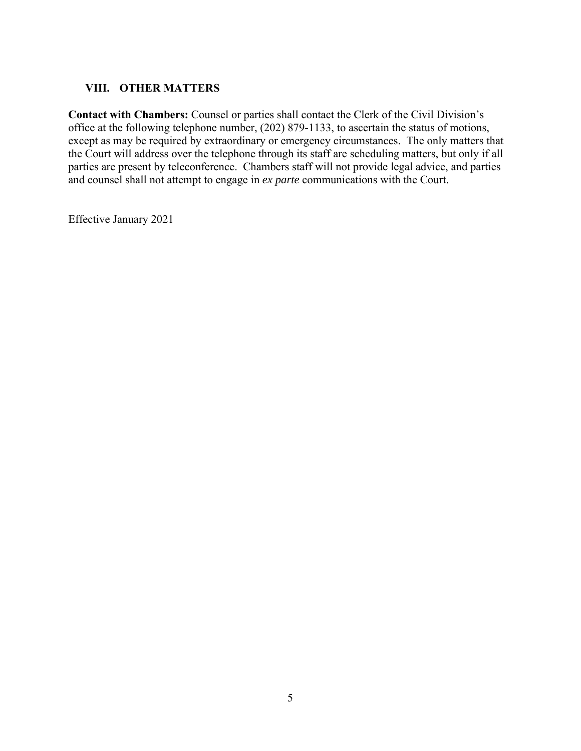## VIII. OTHER MATTERS

**Contact with Chambers:** Counsel or parties shall contact the Clerk of the Civil Division's office at the following telephone number, (202) 879-1133, to ascertain the status of motions, except as may be required by extraordinary or emergency circumstances. The only matters that the Court will address over the telephone through its staff are scheduling matters, but only if all parties are present by teleconference. Chambers staff will not provide legal advice, and parties and counsel shall not attempt to engage in *ex parte* communications with the Court.

Effective January 2021